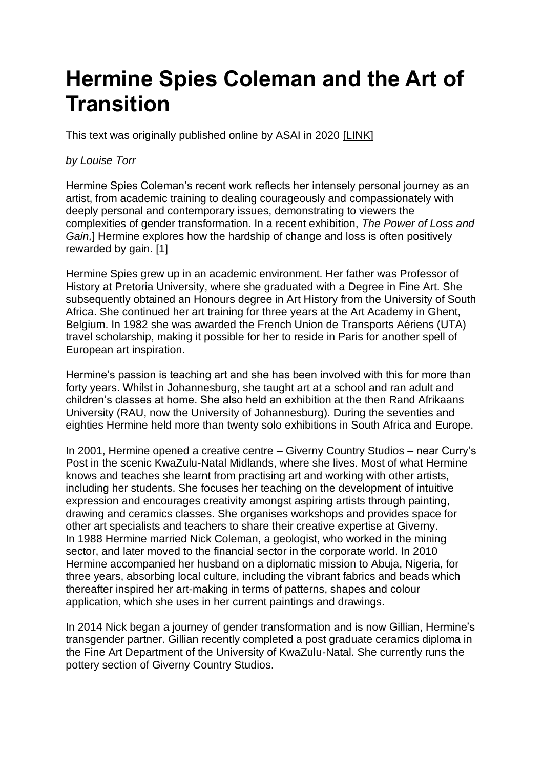# Hermine Spies Coleman and the Art of Transition

This text was originally published online by ASAI in 2020 [LINK]

*by Louise Torr*

Hermine Spies Coleman's recent work reflects her intensely personal journey as an artist, from academic training to dealing courageously and compassionately with deeply personal and contemporary issues, demonstrating to viewers the complexities of gender transformation. In a recent exhibition, *The Power of Loss and Gain,*] Hermine explores how the hardship of change and loss is often positively rewarded by gain. [1]

Hermine Spies grew up in an academic environment. Her father was Professor of History at Pretoria University, where she graduated with a Degree in Fine Art. She subsequently obtained an Honours degree in Art History from the University of South Africa. She continued her art training for three years at the Art Academy in Ghent, Belgium. In 1982 she was awarded the French Union de Transports Aériens (UTA) travel scholarship, making it possible for her to reside in Paris for another spell of European art inspiration.

Hermine's passion is teaching art and she has been involved with this for more than forty years. Whilst in Johannesburg, she taught art at a school and ran adult and children's classes at home. She also held an exhibition at the then Rand Afrikaans University (RAU, now the University of Johannesburg). During the seventies and eighties Hermine held more than twenty solo exhibitions in South Africa and Europe.

In 2001, Hermine opened a creative centre – Giverny Country Studios – near Curry's Post in the scenic KwaZulu-Natal Midlands, where she lives. Most of what Hermine knows and teaches she learnt from practising art and working with other artists, including her students. She focuses her teaching on the development of intuitive expression and encourages creativity amongst aspiring artists through painting, drawing and ceramics classes. She organises workshops and provides space for other art specialists and teachers to share their creative expertise at Giverny.
In 1988 Hermine married Nick Coleman, a geologist, who worked in the mining sector, and later moved to the financial sector in the corporate world. In 2010 Hermine accompanied her husband on a diplomatic mission to Abuja, Nigeria, for three years, absorbing local culture, including the vibrant fabrics and beads which thereafter inspired her art-making in terms of patterns, shapes and colour application, which she uses in her current paintings and drawings.

In 2014 Nick began a journey of gender transformation and is now Gillian, Hermine's transgender partner. Gillian recently completed a post graduate ceramics diploma in the Fine Art Department of the University of KwaZulu-Natal. She currently runs the pottery section of Giverny Country Studios.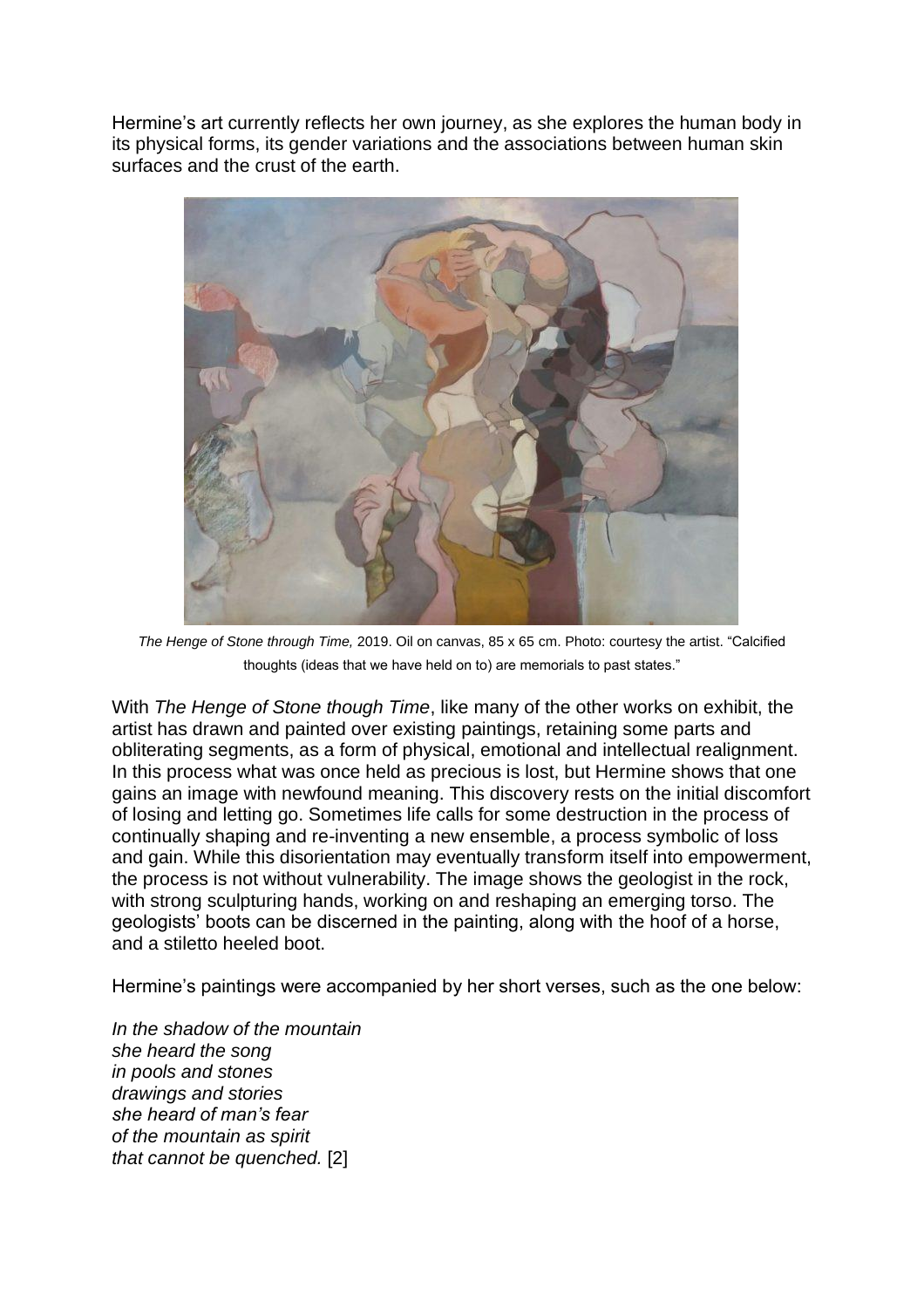Hermine's art currently reflects her own journey, as she explores the human body in its physical forms, its gender variations and the associations between human skin surfaces and the crust of the earth.

*The Henge of Stone through Time,* 2019. Oil on canvas, 85 x 65 cm. Photo: courtesy the artist. "Calcified thoughts (ideas that we have held on to) are memorials to past states."

With *The Henge of Stone though Time*, like many of the other works on exhibit, the artist has drawn and painted over existing paintings, retaining some parts and obliterating segments, as a form of physical, emotional and intellectual realignment. In this process what was once held as precious is lost, but Hermine shows that one gains an image with newfound meaning. This discovery rests on the initial discomfort of losing and letting go. Sometimes life calls for some destruction in the process of continually shaping and re-inventing a new ensemble, a process symbolic of loss and gain. While this disorientation may eventually transform itself into empowerment, the process is not without vulnerability. The image shows the geologist in the rock, with strong sculpturing hands, working on and reshaping an emerging torso. The geologists' boots can be discerned in the painting, along with the hoof of a horse, and a stiletto heeled boot.

Hermine's paintings were accompanied by her short verses, such as the one below:

*In the shadow of the mountain*
*she heard the song*
*in pools and stones*
*drawings and stories*
*she heard of man's fear*
*of the mountain as spirit*
*that cannot be quenched.* [2]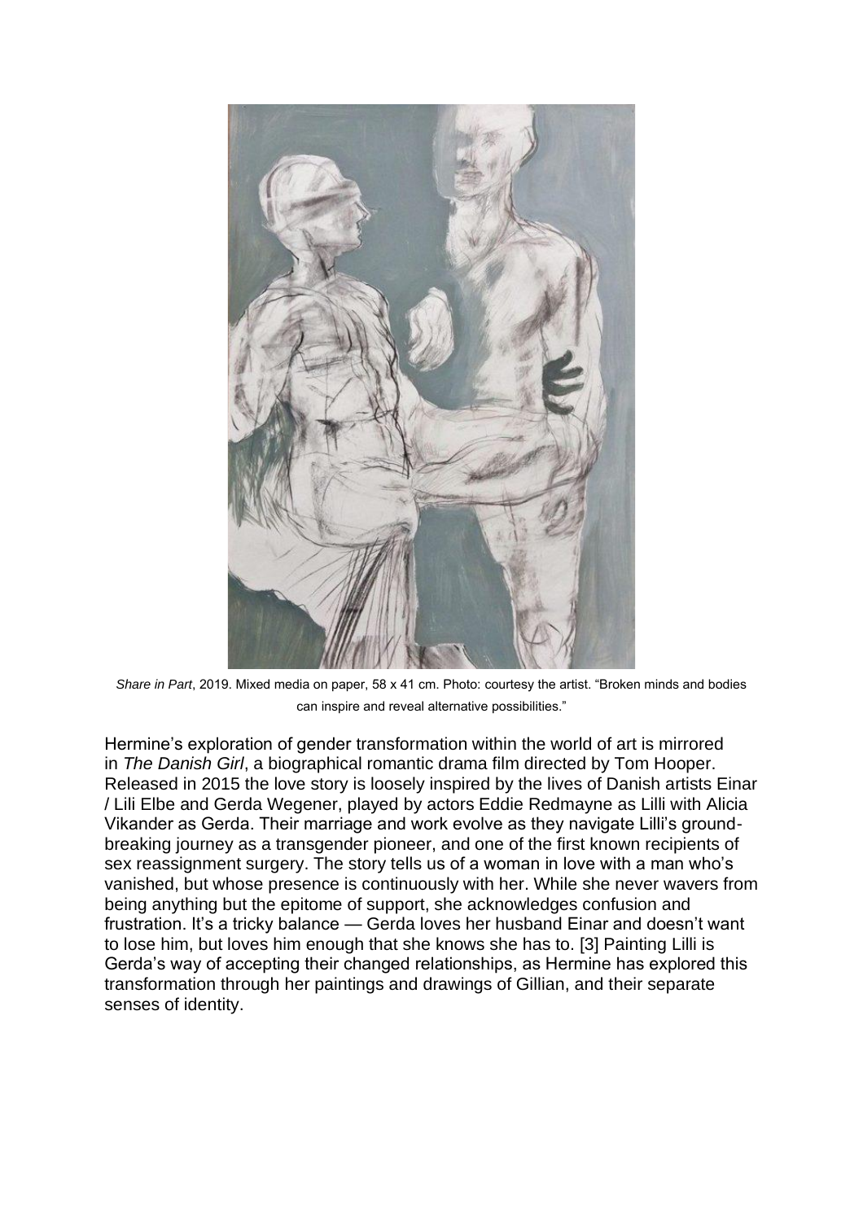*Share in Part*, 2019. Mixed media on paper, 58 x 41 cm. Photo: courtesy the artist. "Broken minds and bodies can inspire and reveal alternative possibilities."

Hermine's exploration of gender transformation within the world of art is mirrored in *The Danish Girl*, a biographical romantic drama film directed by Tom Hooper. Released in 2015 the love story is loosely inspired by the lives of Danish artists Einar / Lili Elbe and Gerda Wegener, played by actors Eddie Redmayne as Lilli with Alicia Vikander as Gerda. Their marriage and work evolve as they navigate Lilli's ground-breaking journey as a transgender pioneer, and one of the first known recipients of sex reassignment surgery. The story tells us of a woman in love with a man who's vanished, but whose presence is continuously with her. While she never wavers from being anything but the epitome of support, she acknowledges confusion and frustration. It's a tricky balance — Gerda loves her husband Einar and doesn't want to lose him, but loves him enough that she knows she has to. [3] Painting Lilli is Gerda's way of accepting their changed relationships, as Hermine has explored this transformation through her paintings and drawings of Gillian, and their separate senses of identity.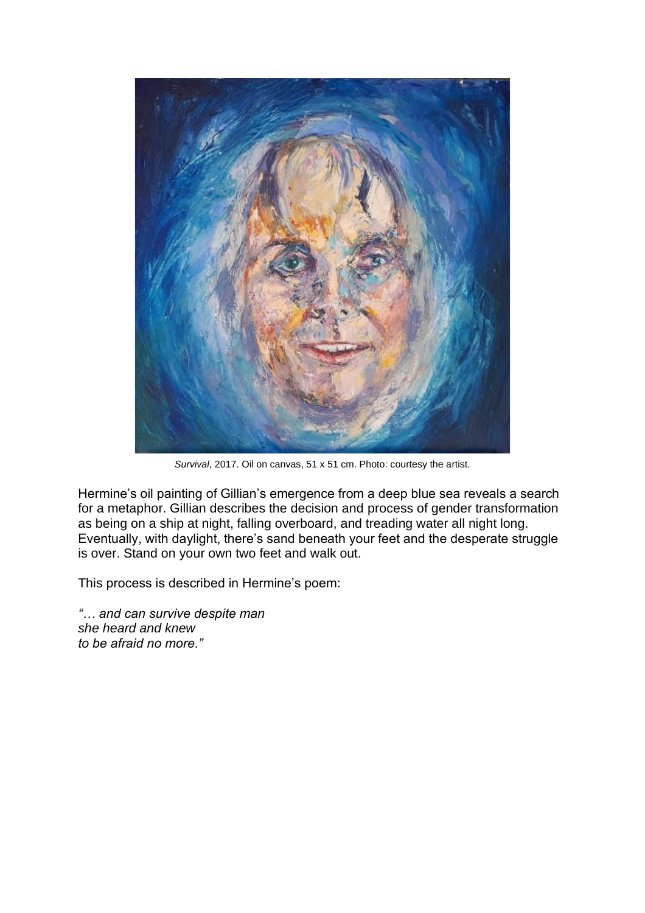*Survival*, 2017. Oil on canvas, 51 x 51 cm. Photo: courtesy the artist.

Hermine's oil painting of Gillian's emergence from a deep blue sea reveals a search for a metaphor. Gillian describes the decision and process of gender transformation as being on a ship at night, falling overboard, and treading water all night long. Eventually, with daylight, there's sand beneath your feet and the desperate struggle is over. Stand on your own two feet and walk out.

This process is described in Hermine's poem:

*"… and can survive despite man*
*she heard and knew*
*to be afraid no more."*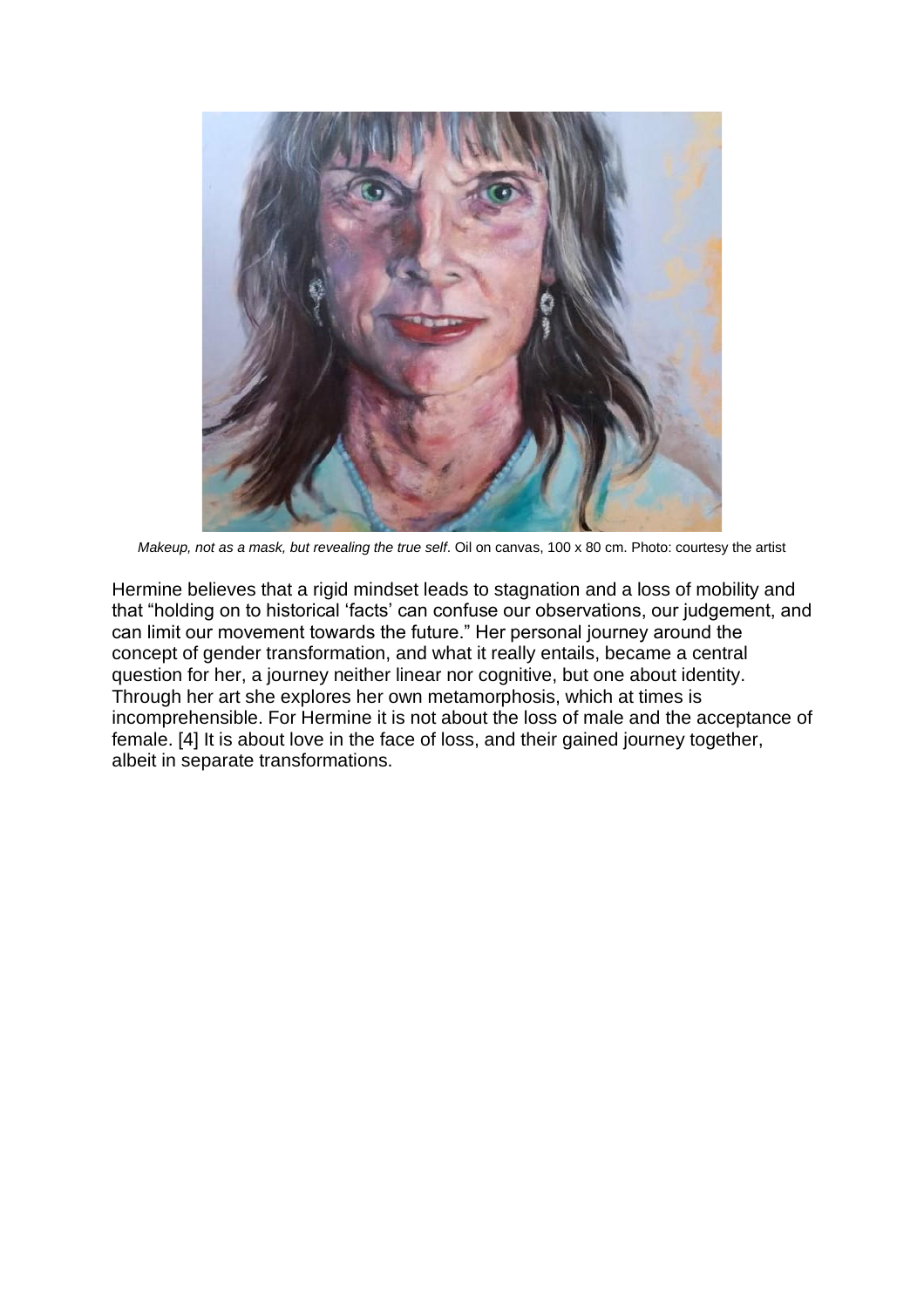*Makeup, not as a mask, but revealing the true self*. Oil on canvas, 100 x 80 cm. Photo: courtesy the artist

Hermine believes that a rigid mindset leads to stagnation and a loss of mobility and that "holding on to historical 'facts' can confuse our observations, our judgement, and can limit our movement towards the future." Her personal journey around the concept of gender transformation, and what it really entails, became a central question for her, a journey neither linear nor cognitive, but one about identity. Through her art she explores her own metamorphosis, which at times is incomprehensible. For Hermine it is not about the loss of male and the acceptance of female. [4] It is about love in the face of loss, and their gained journey together, albeit in separate transformations.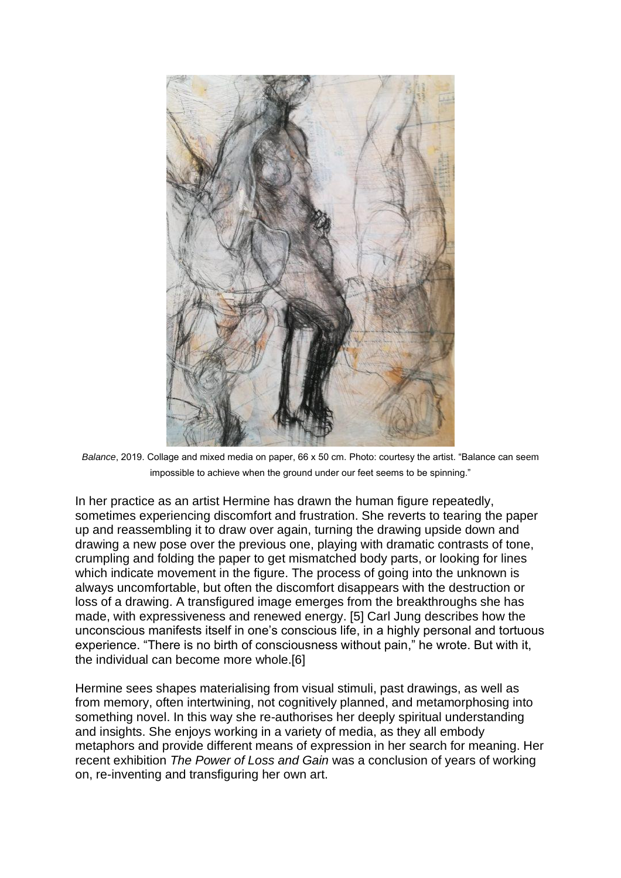*Balance*, 2019. Collage and mixed media on paper, 66 x 50 cm. Photo: courtesy the artist. "Balance can seem impossible to achieve when the ground under our feet seems to be spinning."

In her practice as an artist Hermine has drawn the human figure repeatedly, sometimes experiencing discomfort and frustration. She reverts to tearing the paper up and reassembling it to draw over again, turning the drawing upside down and drawing a new pose over the previous one, playing with dramatic contrasts of tone, crumpling and folding the paper to get mismatched body parts, or looking for lines which indicate movement in the figure. The process of going into the unknown is always uncomfortable, but often the discomfort disappears with the destruction or loss of a drawing. A transfigured image emerges from the breakthroughs she has made, with expressiveness and renewed energy. [5] Carl Jung describes how the unconscious manifests itself in one's conscious life, in a highly personal and tortuous experience. "There is no birth of consciousness without pain," he wrote. But with it, the individual can become more whole.[6]

Hermine sees shapes materialising from visual stimuli, past drawings, as well as from memory, often intertwining, not cognitively planned, and metamorphosing into something novel. In this way she re-authorises her deeply spiritual understanding and insights. She enjoys working in a variety of media, as they all embody metaphors and provide different means of expression in her search for meaning. Her recent exhibition *The Power of Loss and Gain* was a conclusion of years of working on, re-inventing and transfiguring her own art.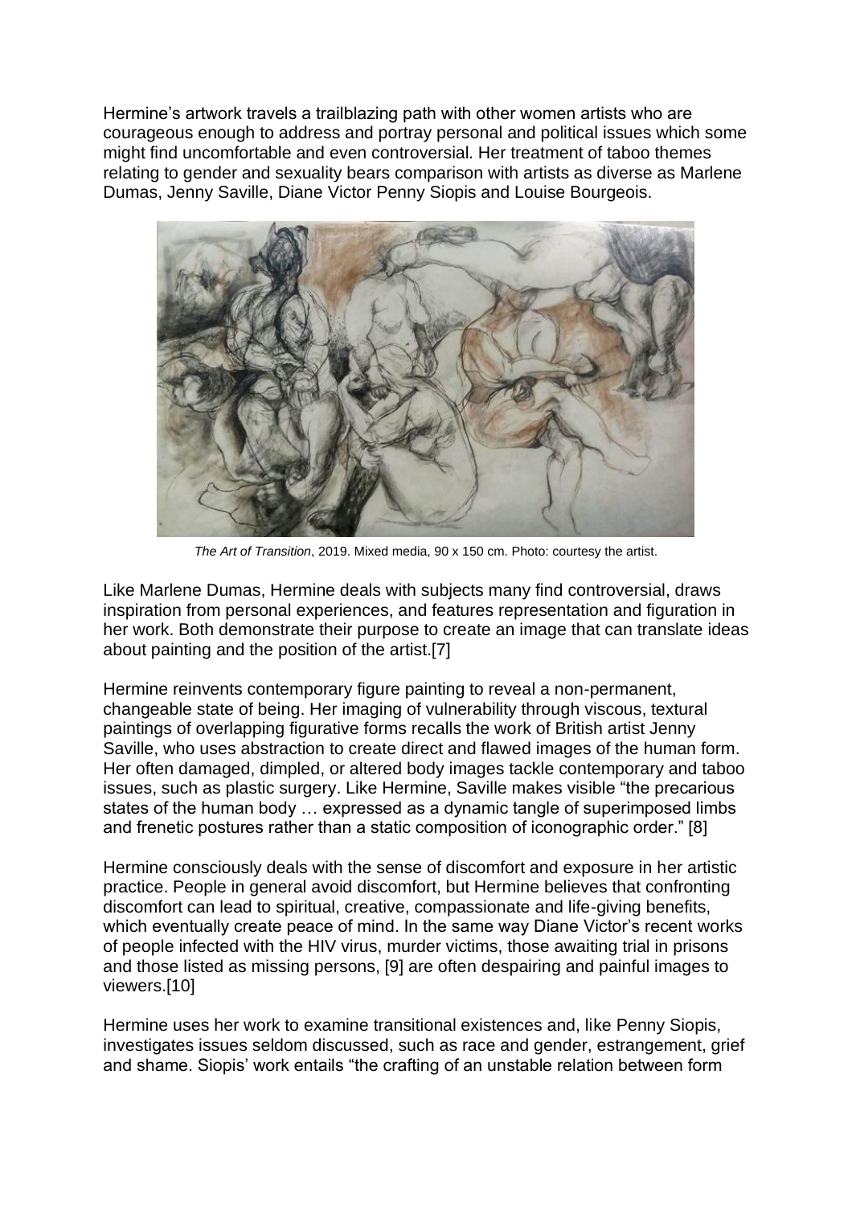Hermine's artwork travels a trailblazing path with other women artists who are courageous enough to address and portray personal and political issues which some might find uncomfortable and even controversial. Her treatment of taboo themes relating to gender and sexuality bears comparison with artists as diverse as Marlene Dumas, Jenny Saville, Diane Victor Penny Siopis and Louise Bourgeois.

*The Art of Transition*, 2019. Mixed media, 90 x 150 cm. Photo: courtesy the artist.

Like Marlene Dumas, Hermine deals with subjects many find controversial, draws inspiration from personal experiences, and features representation and figuration in her work. Both demonstrate their purpose to create an image that can translate ideas about painting and the position of the artist.[7]

Hermine reinvents contemporary figure painting to reveal a non-permanent, changeable state of being. Her imaging of vulnerability through viscous, textural paintings of overlapping figurative forms recalls the work of British artist Jenny Saville, who uses abstraction to create direct and flawed images of the human form. Her often damaged, dimpled, or altered body images tackle contemporary and taboo issues, such as plastic surgery. Like Hermine, Saville makes visible "the precarious states of the human body … expressed as a dynamic tangle of superimposed limbs and frenetic postures rather than a static composition of iconographic order." [8]

Hermine consciously deals with the sense of discomfort and exposure in her artistic practice. People in general avoid discomfort, but Hermine believes that confronting discomfort can lead to spiritual, creative, compassionate and life-giving benefits, which eventually create peace of mind. In the same way Diane Victor's recent works of people infected with the HIV virus, murder victims, those awaiting trial in prisons and those listed as missing persons, [9] are often despairing and painful images to viewers.[10]

Hermine uses her work to examine transitional existences and, like Penny Siopis, investigates issues seldom discussed, such as race and gender, estrangement, grief and shame. Siopis' work entails "the crafting of an unstable relation between form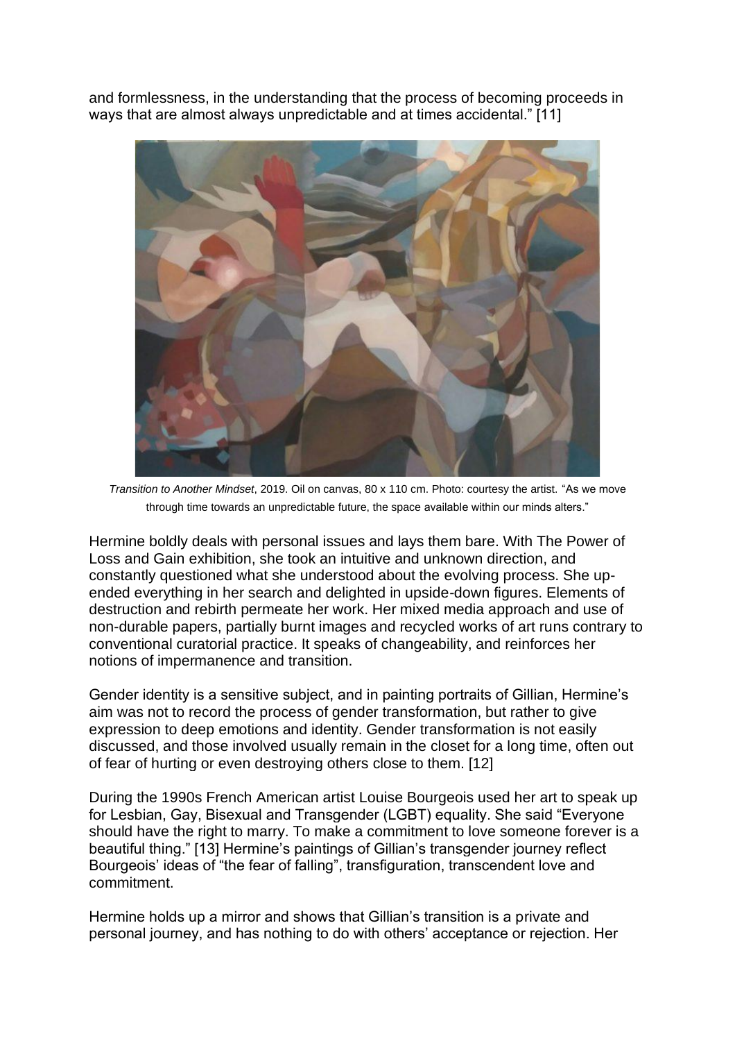and formlessness, in the understanding that the process of becoming proceeds in ways that are almost always unpredictable and at times accidental." [11]

*Transition to Another Mindset*, 2019. Oil on canvas, 80 x 110 cm. Photo: courtesy the artist. "As we move through time towards an unpredictable future, the space available within our minds alters."

Hermine boldly deals with personal issues and lays them bare. With The Power of Loss and Gain exhibition, she took an intuitive and unknown direction, and constantly questioned what she understood about the evolving process. She up-ended everything in her search and delighted in upside-down figures. Elements of destruction and rebirth permeate her work. Her mixed media approach and use of non-durable papers, partially burnt images and recycled works of art runs contrary to conventional curatorial practice. It speaks of changeability, and reinforces her notions of impermanence and transition.

Gender identity is a sensitive subject, and in painting portraits of Gillian, Hermine's aim was not to record the process of gender transformation, but rather to give expression to deep emotions and identity. Gender transformation is not easily discussed, and those involved usually remain in the closet for a long time, often out of fear of hurting or even destroying others close to them. [12]

During the 1990s French American artist Louise Bourgeois used her art to speak up for Lesbian, Gay, Bisexual and Transgender (LGBT) equality. She said "Everyone should have the right to marry. To make a commitment to love someone forever is a beautiful thing." [13] Hermine's paintings of Gillian's transgender journey reflect Bourgeois' ideas of "the fear of falling", transfiguration, transcendent love and commitment.

Hermine holds up a mirror and shows that Gillian's transition is a private and personal journey, and has nothing to do with others' acceptance or rejection. Her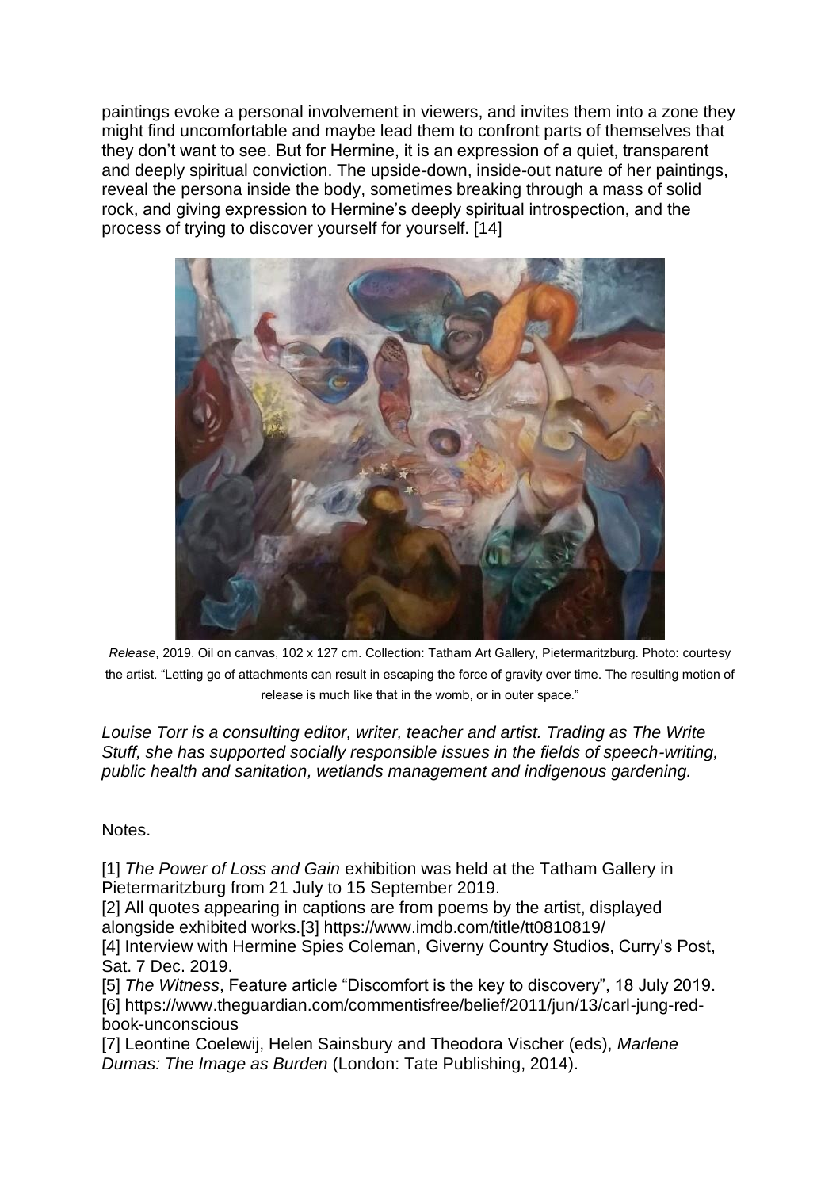paintings evoke a personal involvement in viewers, and invites them into a zone they might find uncomfortable and maybe lead them to confront parts of themselves that they don't want to see. But for Hermine, it is an expression of a quiet, transparent and deeply spiritual conviction. The upside-down, inside-out nature of her paintings, reveal the persona inside the body, sometimes breaking through a mass of solid rock, and giving expression to Hermine's deeply spiritual introspection, and the process of trying to discover yourself for yourself. [14]

*Release*, 2019. Oil on canvas, 102 x 127 cm. Collection: Tatham Art Gallery, Pietermaritzburg. Photo: courtesy the artist. "Letting go of attachments can result in escaping the force of gravity over time. The resulting motion of release is much like that in the womb, or in outer space."

*Louise Torr is a consulting editor, writer, teacher and artist. Trading as The Write Stuff, she has supported socially responsible issues in the fields of speech-writing, public health and sanitation, wetlands management and indigenous gardening.*

Notes.

[1] *The Power of Loss and Gain* exhibition was held at the Tatham Gallery in Pietermaritzburg from 21 July to 15 September 2019.
[2] All quotes appearing in captions are from poems by the artist, displayed alongside exhibited works.[3] https://www.imdb.com/title/tt0810819/
[4] Interview with Hermine Spies Coleman, Giverny Country Studios, Curry's Post, Sat. 7 Dec. 2019.
[5] *The Witness*, Feature article "Discomfort is the key to discovery", 18 July 2019.
[6] https://www.theguardian.com/commentisfree/belief/2011/jun/13/carl-jung-red-book-unconscious
[7] Leontine Coelewij, Helen Sainsbury and Theodora Vischer (eds), *Marlene Dumas: The Image as Burden* (London: Tate Publishing, 2014).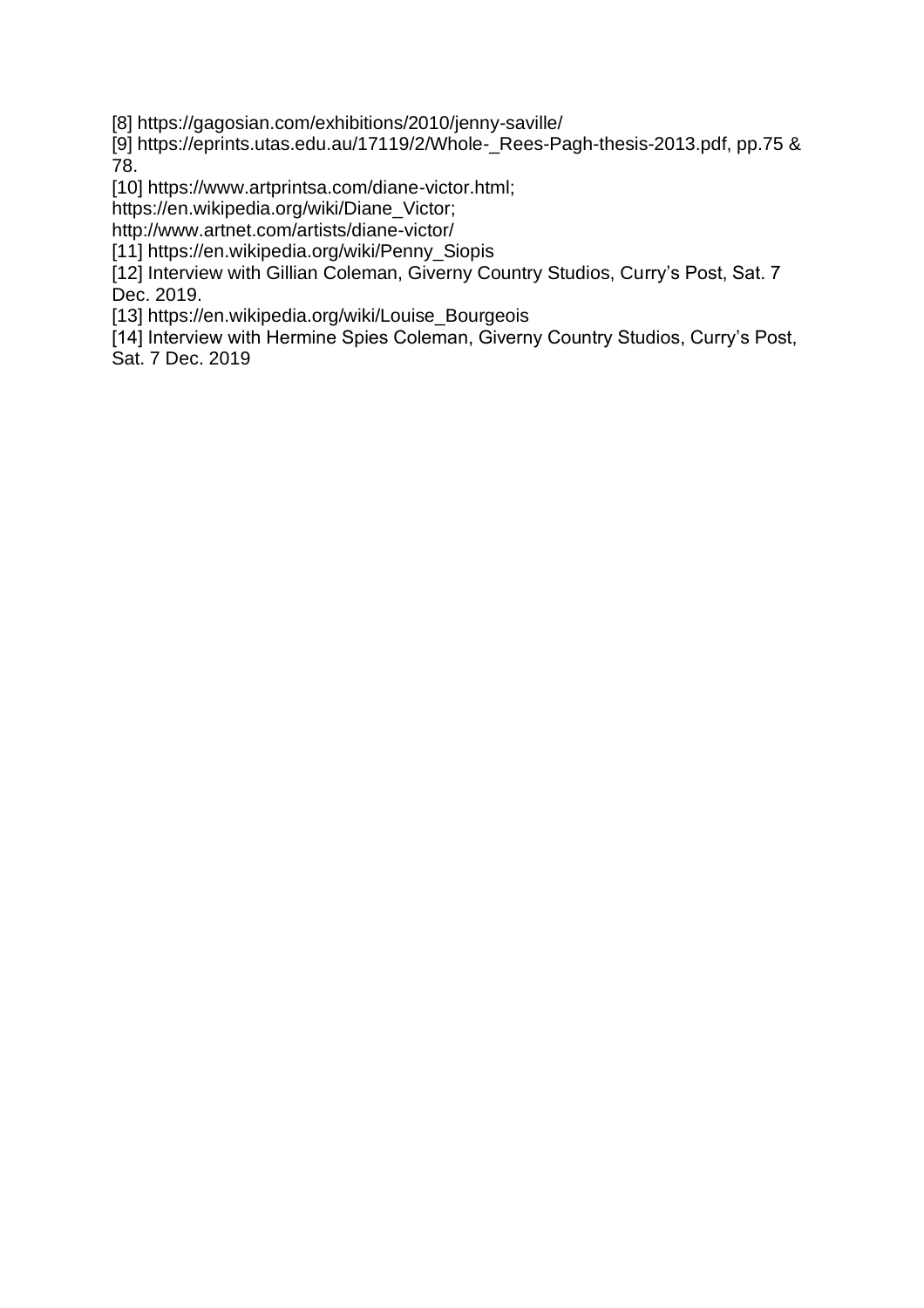[8] https://gagosian.com/exhibitions/2010/jenny-saville/

[9] https://eprints.utas.edu.au/17119/2/Whole-_Rees-Pagh-thesis-2013.pdf, pp.75 & 78.

[10] https://www.artprintsa.com/diane-victor.html; https://en.wikipedia.org/wiki/Diane_Victor; http://www.artnet.com/artists/diane-victor/

[11] https://en.wikipedia.org/wiki/Penny_Siopis

[12] Interview with Gillian Coleman, Giverny Country Studios, Curry's Post, Sat. 7 Dec. 2019.

[13] https://en.wikipedia.org/wiki/Louise_Bourgeois

[14] Interview with Hermine Spies Coleman, Giverny Country Studios, Curry's Post, Sat. 7 Dec. 2019